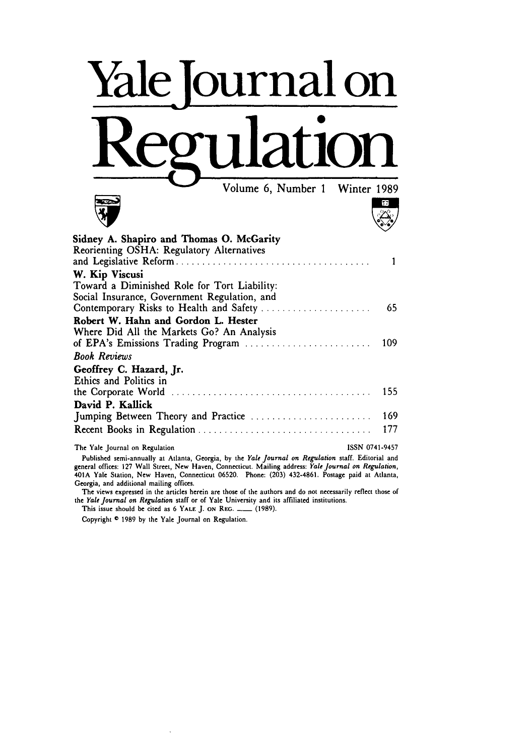# Yale Journal on Regulation

Volume 6, Number 1 Winter 1989

**Sidney A. Shapiro and Thomas O. McGarity**
Reorienting OSHA: Regulatory Alternatives and Legislative Reform .......... 1

**W. Kip Viscusi**
Toward a Diminished Role for Tort Liability: Social Insurance, Government Regulation, and Contemporary Risks to Health and Safety .......... 65

**Robert W. Hahn and Gordon L. Hester**
Where Did All the Markets Go? An Analysis of EPA's Emissions Trading Program .......... 109

*Book Reviews*

**Geoffrey C. Hazard, Jr.**
Ethics and Politics in the Corporate World .......... 155

**David P. Kallick**
Jumping Between Theory and Practice .......... 169

Recent Books in Regulation .......... 177

The Yale Journal on Regulation ISSN 0741-9457

Published semi-annually at Atlanta, Georgia, by the *Yale Journal on Regulation* staff. Editorial and general offices: 127 Wall Street, New Haven, Connecticut. Mailing address: *Yale Journal on Regulation*, 401A Yale Station, New Haven, Connecticut 06520. Phone: (203) 432-4861. Postage paid at Atlanta, Georgia, and additional mailing offices.

The views expressed in the articles herein are those of the authors and do not necessarily reflect those of the *Yale Journal on Regulation* staff or of Yale University and its affiliated institutions.

This issue should be cited as 6 YALE J. ON REG. ___ (1989).

Copyright © 1989 by the Yale Journal on Regulation.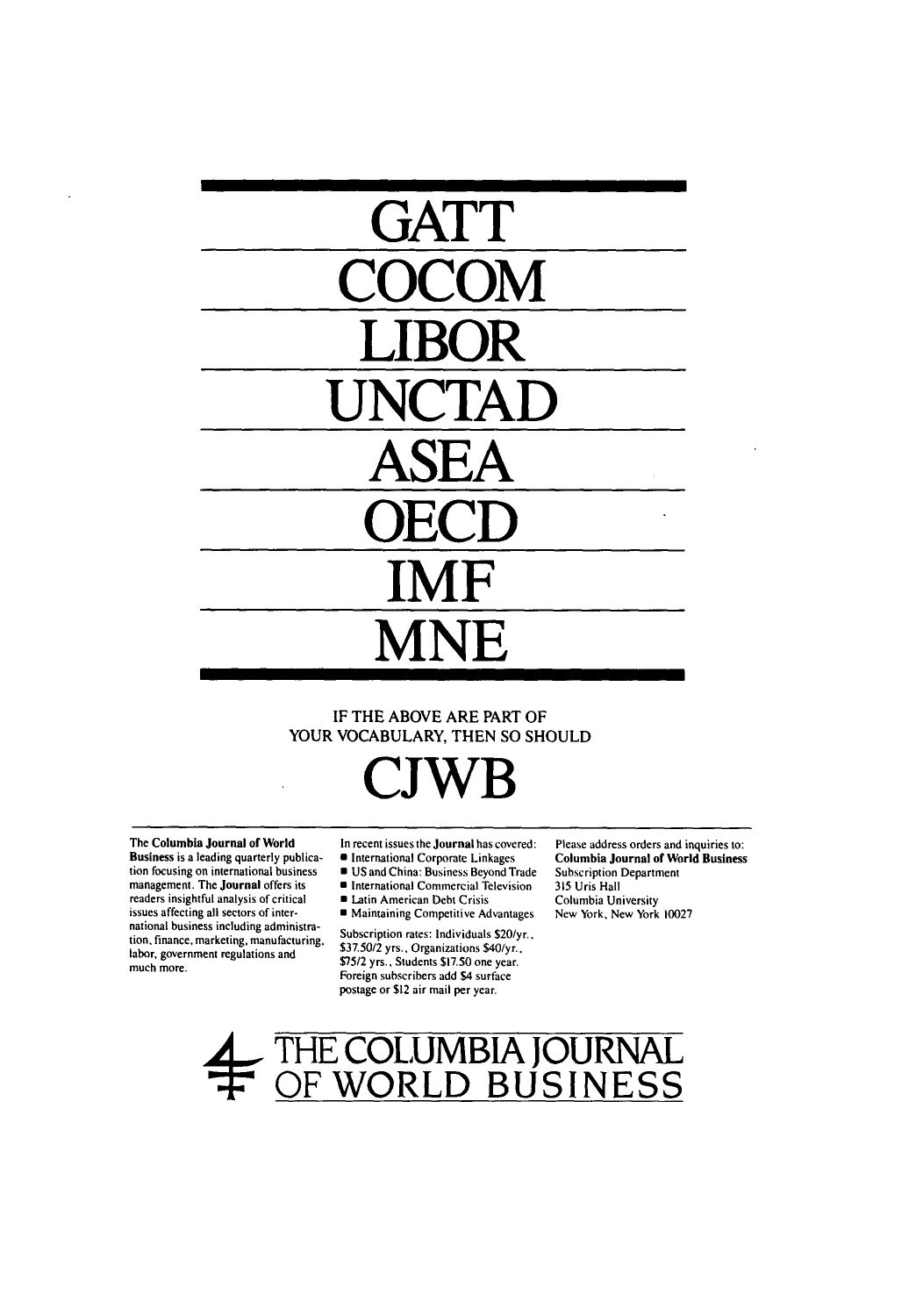# GATT

# COCOM

# LIBOR

# UNCTAD

# ASEA

# OECD

# IMF

# MNE

IF THE ABOVE ARE PART OF
YOUR VOCABULARY, THEN SO SHOULD

# CJWB

**The Columbia Journal of World Business** is a leading quarterly publication focusing on international business management. The **Journal** offers its readers insightful analysis of critical issues affecting all sectors of international business including administration, finance, marketing, manufacturing, labor, government regulations and much more.

In recent issues the **Journal** has covered:

- International Corporate Linkages
- US and China: Business Beyond Trade
- International Commercial Television
- Latin American Debt Crisis
- Maintaining Competitive Advantages

Subscription rates: Individuals $20/yr., $37.50/2 yrs., Organizations $40/yr., $75/2 yrs., Students $17.50 one year. Foreign subscribers add $4 surface postage or $12 air mail per year.

Please address orders and inquiries to:
**Columbia Journal of World Business**
Subscription Department
315 Uris Hall
Columbia University
New York, New York 10027

## THE COLUMBIA JOURNAL OF WORLD BUSINESS